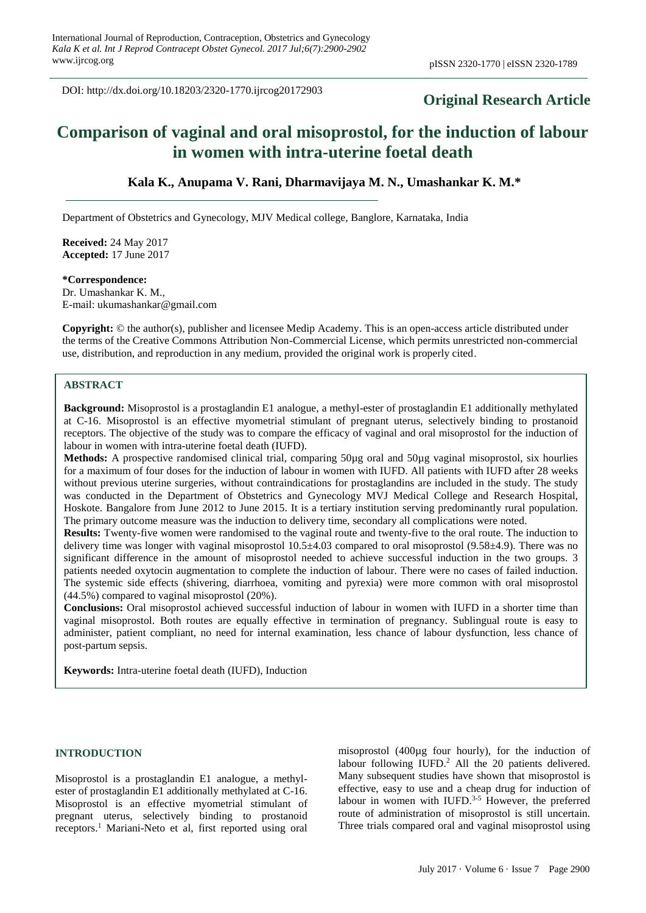DOI: http://dx.doi.org/10.18203/2320-1770.ijrcog20172903

**Original Research Article**

# Comparison of vaginal and oral misoprostol, for the induction of labour in women with intra-uterine foetal death

**Kala K., Anupama V. Rani, Dharmavijaya M. N., Umashankar K. M.***

Department of Obstetrics and Gynecology, MJV Medical college, Banglore, Karnataka, India

**Received:** 24 May 2017
**Accepted:** 17 June 2017

***Correspondence:**
Dr. Umashankar K. M.,
E-mail: ukumashankar@gmail.com

**Copyright:** © the author(s), publisher and licensee Medip Academy. This is an open-access article distributed under the terms of the Creative Commons Attribution Non-Commercial License, which permits unrestricted non-commercial use, distribution, and reproduction in any medium, provided the original work is properly cited.

## ABSTRACT

**Background:** Misoprostol is a prostaglandin E1 analogue, a methyl-ester of prostaglandin E1 additionally methylated at C-16. Misoprostol is an effective myometrial stimulant of pregnant uterus, selectively binding to prostanoid receptors. The objective of the study was to compare the efficacy of vaginal and oral misoprostol for the induction of labour in women with intra-uterine foetal death (IUFD).

**Methods:** A prospective randomised clinical trial, comparing 50µg oral and 50µg vaginal misoprostol, six hourlies for a maximum of four doses for the induction of labour in women with IUFD. All patients with IUFD after 28 weeks without previous uterine surgeries, without contraindications for prostaglandins are included in the study. The study was conducted in the Department of Obstetrics and Gynecology MVJ Medical College and Research Hospital, Hoskote. Bangalore from June 2012 to June 2015. It is a tertiary institution serving predominantly rural population. The primary outcome measure was the induction to delivery time, secondary all complications were noted.

**Results:** Twenty-five women were randomised to the vaginal route and twenty-five to the oral route. The induction to delivery time was longer with vaginal misoprostol 10.5±4.03 compared to oral misoprostol (9.58±4.9). There was no significant difference in the amount of misoprostol needed to achieve successful induction in the two groups. 3 patients needed oxytocin augmentation to complete the induction of labour. There were no cases of failed induction. The systemic side effects (shivering, diarrhoea, vomiting and pyrexia) were more common with oral misoprostol (44.5%) compared to vaginal misoprostol (20%).

**Conclusions:** Oral misoprostol achieved successful induction of labour in women with IUFD in a shorter time than vaginal misoprostol. Both routes are equally effective in termination of pregnancy. Sublingual route is easy to administer, patient compliant, no need for internal examination, less chance of labour dysfunction, less chance of post-partum sepsis.

**Keywords:** Intra-uterine foetal death (IUFD), Induction

## INTRODUCTION

Misoprostol is a prostaglandin E1 analogue, a methyl-ester of prostaglandin E1 additionally methylated at C-16. Misoprostol is an effective myometrial stimulant of pregnant uterus, selectively binding to prostanoid receptors.[1] Mariani-Neto et al, first reported using oral misoprostol (400µg four hourly), for the induction of labour following IUFD.[2] All the 20 patients delivered. Many subsequent studies have shown that misoprostol is effective, easy to use and a cheap drug for induction of labour in women with IUFD.[3-5] However, the preferred route of administration of misoprostol is still uncertain. Three trials compared oral and vaginal misoprostol using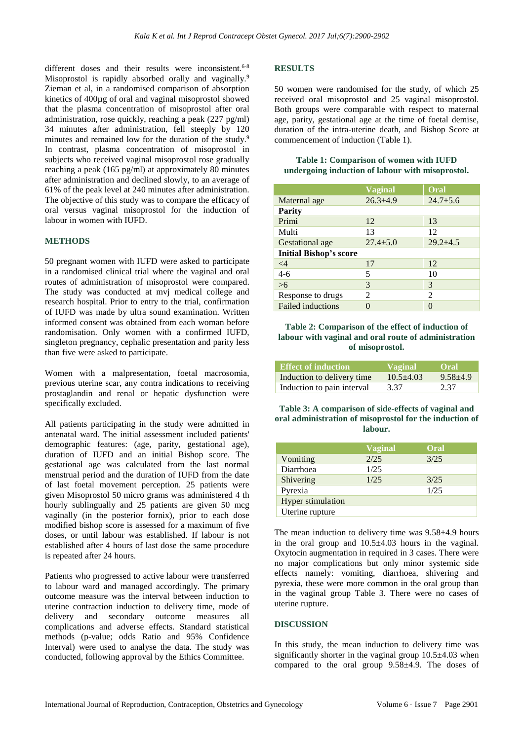different doses and their results were inconsistent.[6-8] Misoprostol is rapidly absorbed orally and vaginally.[9] Zieman et al, in a randomised comparison of absorption kinetics of 400µg of oral and vaginal misoprostol showed that the plasma concentration of misoprostol after oral administration, rose quickly, reaching a peak (227 pg/ml) 34 minutes after administration, fell steeply by 120 minutes and remained low for the duration of the study.[9] In contrast, plasma concentration of misoprostol in subjects who received vaginal misoprostol rose gradually reaching a peak (165 pg/ml) at approximately 80 minutes after administration and declined slowly, to an average of 61% of the peak level at 240 minutes after administration. The objective of this study was to compare the efficacy of oral versus vaginal misoprostol for the induction of labour in women with IUFD.

## METHODS

50 pregnant women with IUFD were asked to participate in a randomised clinical trial where the vaginal and oral routes of administration of misoprostol were compared. The study was conducted at mvj medical college and research hospital. Prior to entry to the trial, confirmation of IUFD was made by ultra sound examination. Written informed consent was obtained from each woman before randomisation. Only women with a confirmed IUFD, singleton pregnancy, cephalic presentation and parity less than five were asked to participate.

Women with a malpresentation, foetal macrosomia, previous uterine scar, any contra indications to receiving prostaglandin and renal or hepatic dysfunction were specifically excluded.

All patients participating in the study were admitted in antenatal ward. The initial assessment included patients' demographic features: (age, parity, gestational age), duration of IUFD and an initial Bishop score. The gestational age was calculated from the last normal menstrual period and the duration of IUFD from the date of last foetal movement perception. 25 patients were given Misoprostol 50 micro grams was administered 4 th hourly sublingually and 25 patients are given 50 mcg vaginally (in the posterior fornix), prior to each dose modified bishop score is assessed for a maximum of five doses, or until labour was established. If labour is not established after 4 hours of last dose the same procedure is repeated after 24 hours.

Patients who progressed to active labour were transferred to labour ward and managed accordingly. The primary outcome measure was the interval between induction to uterine contraction induction to delivery time, mode of delivery and secondary outcome measures all complications and adverse effects. Standard statistical methods (p-value; odds Ratio and 95% Confidence Interval) were used to analyse the data. The study was conducted, following approval by the Ethics Committee.

## RESULTS

50 women were randomised for the study, of which 25 received oral misoprostol and 25 vaginal misoprostol. Both groups were comparable with respect to maternal age, parity, gestational age at the time of foetal demise, duration of the intra-uterine death, and Bishop Score at commencement of induction (Table 1).

**Table 1: Comparison of women with IUFD undergoing induction of labour with misoprostol.**

| | Vaginal | Oral |
|---|---|---|
| Maternal age | 26.3±4.9 | 24.7±5.6 |
| **Parity** | | |
| Primi | 12 | 13 |
| Multi | 13 | 12 |
| Gestational age | 27.4±5.0 | 29.2±4.5 |
| **Initial Bishop's score** | | |
| <4 | 17 | 12 |
| 4-6 | 5 | 10 |
| >6 | 3 | 3 |
| Response to drugs | 2 | 2 |
| Failed inductions | 0 | 0 |

**Table 2: Comparison of the effect of induction of labour with vaginal and oral route of administration of misoprostol.**

| Effect of induction | Vaginal | Oral |
|---|---|---|
| Induction to delivery time | 10.5±4.03 | 9.58±4.9 |
| Induction to pain interval | 3.37 | 2.37 |

**Table 3: A comparison of side-effects of vaginal and oral administration of misoprostol for the induction of labour.**

| | Vaginal | Oral |
|---|---|---|
| Vomiting | 2/25 | 3/25 |
| Diarrhoea | 1/25 | |
| Shivering | 1/25 | 3/25 |
| Pyrexia | | 1/25 |
| Hyper stimulation | | |
| Uterine rupture | | |

The mean induction to delivery time was 9.58±4.9 hours in the oral group and 10.5±4.03 hours in the vaginal. Oxytocin augmentation in required in 3 cases. There were no major complications but only minor systemic side effects namely: vomiting, diarrhoea, shivering and pyrexia, these were more common in the oral group than in the vaginal group Table 3. There were no cases of uterine rupture.

## DISCUSSION

In this study, the mean induction to delivery time was significantly shorter in the vaginal group 10.5±4.03 when compared to the oral group 9.58±4.9. The doses of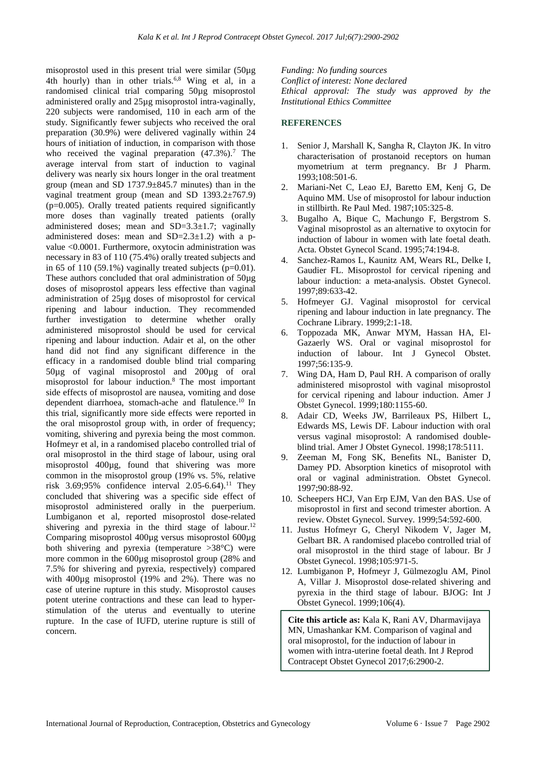misoprostol used in this present trial were similar (50µg 4th hourly) than in other trials.[6,8] Wing et al, in a randomised clinical trial comparing 50µg misoprostol administered orally and 25µg misoprostol intra-vaginally, 220 subjects were randomised, 110 in each arm of the study. Significantly fewer subjects who received the oral preparation (30.9%) were delivered vaginally within 24 hours of initiation of induction, in comparison with those who received the vaginal preparation (47.3%).[7] The average interval from start of induction to vaginal delivery was nearly six hours longer in the oral treatment group (mean and SD 1737.9±845.7 minutes) than in the vaginal treatment group (mean and SD 1393.2±767.9) (p=0.005). Orally treated patients required significantly more doses than vaginally treated patients (orally administered doses; mean and SD=3.3±1.7; vaginally administered doses: mean and SD=2.3±1.2) with a p-value <0.0001. Furthermore, oxytocin administration was necessary in 83 of 110 (75.4%) orally treated subjects and in 65 of 110 (59.1%) vaginally treated subjects (p=0.01). These authors concluded that oral administration of 50µg doses of misoprostol appears less effective than vaginal administration of 25µg doses of misoprostol for cervical ripening and labour induction. They recommended further investigation to determine whether orally administered misoprostol should be used for cervical ripening and labour induction. Adair et al, on the other hand did not find any significant difference in the efficacy in a randomised double blind trial comparing 50µg of vaginal misoprostol and 200µg of oral misoprostol for labour induction.[8] The most important side effects of misoprostol are nausea, vomiting and dose dependent diarrhoea, stomach-ache and flatulence.[10] In this trial, significantly more side effects were reported in the oral misoprostol group with, in order of frequency; vomiting, shivering and pyrexia being the most common. Hofmeyr et al, in a randomised placebo controlled trial of oral misoprostol in the third stage of labour, using oral misoprostol 400µg, found that shivering was more common in the misoprostol group (19% vs. 5%, relative risk 3.69;95% confidence interval 2.05-6.64).[11] They concluded that shivering was a specific side effect of misoprostol administered orally in the puerperium. Lumbiganon et al, reported misoprostol dose-related shivering and pyrexia in the third stage of labour.[12] Comparing misoprostol 400µg versus misoprostol 600µg both shivering and pyrexia (temperature >38°C) were more common in the 600µg misoprostol group (28% and 7.5% for shivering and pyrexia, respectively) compared with 400µg misoprostol (19% and 2%). There was no case of uterine rupture in this study. Misoprostol causes potent uterine contractions and these can lead to hyper-stimulation of the uterus and eventually to uterine rupture. In the case of IUFD, uterine rupture is still of concern.

*Funding: No funding sources*
*Conflict of interest: None declared*
*Ethical approval: The study was approved by the Institutional Ethics Committee*

## REFERENCES

1. Senior J, Marshall K, Sangha R, Clayton JK. In vitro characterisation of prostanoid receptors on human myometrium at term pregnancy. Br J Pharm. 1993;108:501-6.
2. Mariani-Net C, Leao EJ, Baretto EM, Kenj G, De Aquino MM. Use of misoprostol for labour induction in stillbirth. Re Paul Med. 1987;105:325-8.
3. Bugalho A, Bique C, Machungo F, Bergstrom S. Vaginal misoprostol as an alternative to oxytocin for induction of labour in women with late foetal death. Acta. Obstet Gynecol Scand. 1995;74:194-8.
4. Sanchez-Ramos L, Kaunitz AM, Wears RL, Delke I, Gaudier FL. Misoprostol for cervical ripening and labour induction: a meta-analysis. Obstet Gynecol. 1997;89:633-42.
5. Hofmeyer GJ. Vaginal misoprostol for cervical ripening and labour induction in late pregnancy. The Cochrane Library. 1999;2:1-18.
6. Toppozada MK, Anwar MYM, Hassan HA, El-Gazaerly WS. Oral or vaginal misoprostol for induction of labour. Int J Gynecol Obstet. 1997;56:135-9.
7. Wing DA, Ham D, Paul RH. A comparison of orally administered misoprostol with vaginal misoprostol for cervical ripening and labour induction. Amer J Obstet Gynecol. 1999;180:1155-60.
8. Adair CD, Weeks JW, Barrileaux PS, Hilbert L, Edwards MS, Lewis DF. Labour induction with oral versus vaginal misoprostol: A randomised double-blind trial. Amer J Obstet Gynecol. 1998;178:5111.
9. Zeeman M, Fong SK, Benefits NL, Banister D, Damey PD. Absorption kinetics of misoprotol with oral or vaginal administration. Obstet Gynecol. 1997;90:88-92.
10. Scheepers HCJ, Van Erp EJM, Van den BAS. Use of misoprostol in first and second trimester abortion. A review. Obstet Gynecol. Survey. 1999;54:592-600.
11. Justus Hofmeyr G, Cheryl Nikodem V, Jager M, Gelbart BR. A randomised placebo controlled trial of oral misoprostol in the third stage of labour. Br J Obstet Gynecol. 1998;105:971-5.
12. Lumbiganon P, Hofmeyr J, Gülmezoglu AM, Pinol A, Villar J. Misoprostol dose-related shivering and pyrexia in the third stage of labour. BJOG: Int J Obstet Gynecol. 1999;106(4).

**Cite this article as:** Kala K, Rani AV, Dharmavijaya MN, Umashankar KM. Comparison of vaginal and oral misoprostol, for the induction of labour in women with intra-uterine foetal death. Int J Reprod Contracept Obstet Gynecol 2017;6:2900-2.